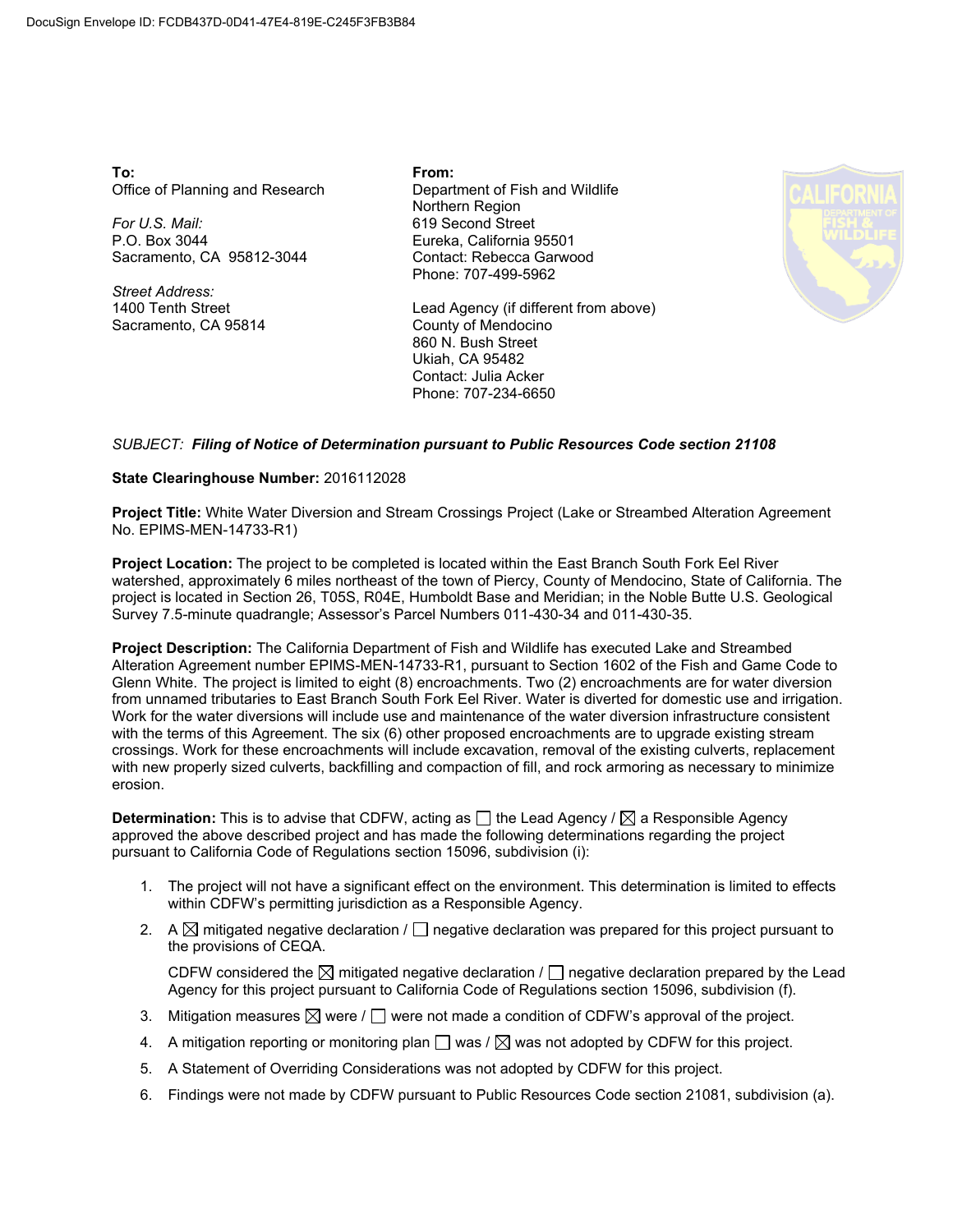DocuSign Envelope ID: FCDB437D-0D41-47E4-819E-C245F3FB3B84

**To:**
Office of Planning and Research

*For U.S. Mail:*
P.O. Box 3044
Sacramento, CA 95812-3044

*Street Address:*
1400 Tenth Street
Sacramento, CA 95814

**From:**
Department of Fish and Wildlife
Northern Region
619 Second Street
Eureka, California 95501
Contact: Rebecca Garwood
Phone: 707-499-5962

Lead Agency (if different from above)
County of Mendocino
860 N. Bush Street
Ukiah, CA 95482
Contact: Julia Acker
Phone: 707-234-6650

*SUBJECT:* ***Filing of Notice of Determination pursuant to Public Resources Code section 21108***

**State Clearinghouse Number:** 2016112028

**Project Title:** White Water Diversion and Stream Crossings Project (Lake or Streambed Alteration Agreement No. EPIMS-MEN-14733-R1)

**Project Location:** The project to be completed is located within the East Branch South Fork Eel River watershed, approximately 6 miles northeast of the town of Piercy, County of Mendocino, State of California. The project is located in Section 26, T05S, R04E, Humboldt Base and Meridian; in the Noble Butte U.S. Geological Survey 7.5-minute quadrangle; Assessor's Parcel Numbers 011-430-34 and 011-430-35.

**Project Description:** The California Department of Fish and Wildlife has executed Lake and Streambed Alteration Agreement number EPIMS-MEN-14733-R1, pursuant to Section 1602 of the Fish and Game Code to Glenn White. The project is limited to eight (8) encroachments. Two (2) encroachments are for water diversion from unnamed tributaries to East Branch South Fork Eel River. Water is diverted for domestic use and irrigation. Work for the water diversions will include use and maintenance of the water diversion infrastructure consistent with the terms of this Agreement. The six (6) other proposed encroachments are to upgrade existing stream crossings. Work for these encroachments will include excavation, removal of the existing culverts, replacement with new properly sized culverts, backfilling and compaction of fill, and rock armoring as necessary to minimize erosion.

**Determination:** This is to advise that CDFW, acting as ☐ the Lead Agency / ☒ a Responsible Agency approved the above described project and has made the following determinations regarding the project pursuant to California Code of Regulations section 15096, subdivision (i):

1. The project will not have a significant effect on the environment. This determination is limited to effects within CDFW's permitting jurisdiction as a Responsible Agency.
2. A ☒ mitigated negative declaration / ☐ negative declaration was prepared for this project pursuant to the provisions of CEQA.

   CDFW considered the ☒ mitigated negative declaration / ☐ negative declaration prepared by the Lead Agency for this project pursuant to California Code of Regulations section 15096, subdivision (f).
3. Mitigation measures ☒ were / ☐ were not made a condition of CDFW's approval of the project.
4. A mitigation reporting or monitoring plan ☐ was / ☒ was not adopted by CDFW for this project.
5. A Statement of Overriding Considerations was not adopted by CDFW for this project.
6. Findings were not made by CDFW pursuant to Public Resources Code section 21081, subdivision (a).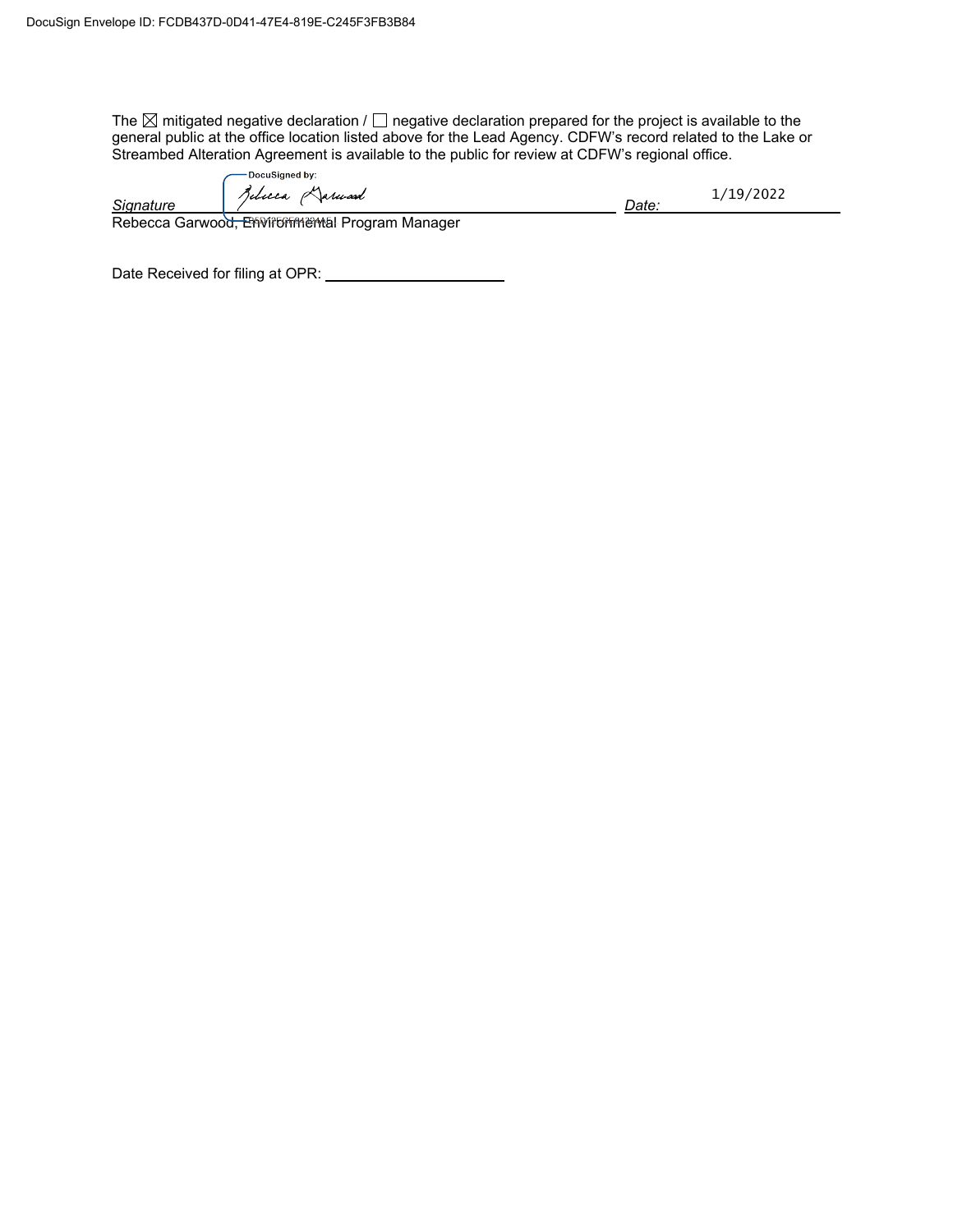The ☒ mitigated negative declaration / ☐ negative declaration prepared for the project is available to the general public at the office location listed above for the Lead Agency. CDFW's record related to the Lake or Streambed Alteration Agreement is available to the public for review at CDFW's regional office.

*Signature* DocuSigned by: Rebecca Garwood *Date:* 1/19/2022

Rebecca Garwood, Environmental Program Manager

Date Received for filing at OPR: \_\_\_\_\_\_\_\_\_\_\_\_\_\_\_\_\_\_\_\_